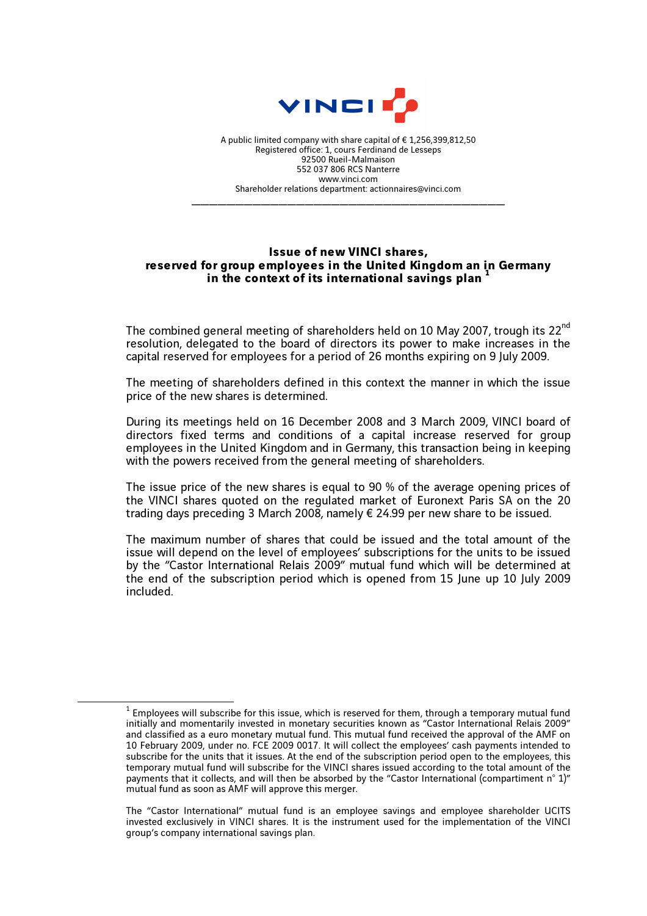A public limited company with share capital of € 1,256,399,812,50
Registered office: 1, cours Ferdinand de Lesseps
92500 Rueil-Malmaison
552 037 806 RCS Nanterre
www.vinci.com
Shareholder relations department: actionnaires@vinci.com

---

## Issue of new VINCI shares, reserved for group employees in the United Kingdom an in Germany in the context of its international savings plan [1]

The combined general meeting of shareholders held on 10 May 2007, trough its 22nd resolution, delegated to the board of directors its power to make increases in the capital reserved for employees for a period of 26 months expiring on 9 July 2009.

The meeting of shareholders defined in this context the manner in which the issue price of the new shares is determined.

During its meetings held on 16 December 2008 and 3 March 2009, VINCI board of directors fixed terms and conditions of a capital increase reserved for group employees in the United Kingdom and in Germany, this transaction being in keeping with the powers received from the general meeting of shareholders.

The issue price of the new shares is equal to 90 % of the average opening prices of the VINCI shares quoted on the regulated market of Euronext Paris SA on the 20 trading days preceding 3 March 2008, namely € 24.99 per new share to be issued.

The maximum number of shares that could be issued and the total amount of the issue will depend on the level of employees' subscriptions for the units to be issued by the "Castor International Relais 2009" mutual fund which will be determined at the end of the subscription period which is opened from 15 June up 10 July 2009 included.

---

[1] Employees will subscribe for this issue, which is reserved for them, through a temporary mutual fund initially and momentarily invested in monetary securities known as "Castor International Relais 2009" and classified as a euro monetary mutual fund. This mutual fund received the approval of the AMF on 10 February 2009, under no. FCE 2009 0017. It will collect the employees' cash payments intended to subscribe for the units that it issues. At the end of the subscription period open to the employees, this temporary mutual fund will subscribe for the VINCI shares issued according to the total amount of the payments that it collects, and will then be absorbed by the "Castor International (compartiment n° 1)" mutual fund as soon as AMF will approve this merger.

The "Castor International" mutual fund is an employee savings and employee shareholder UCITS invested exclusively in VINCI shares. It is the instrument used for the implementation of the VINCI group's company international savings plan.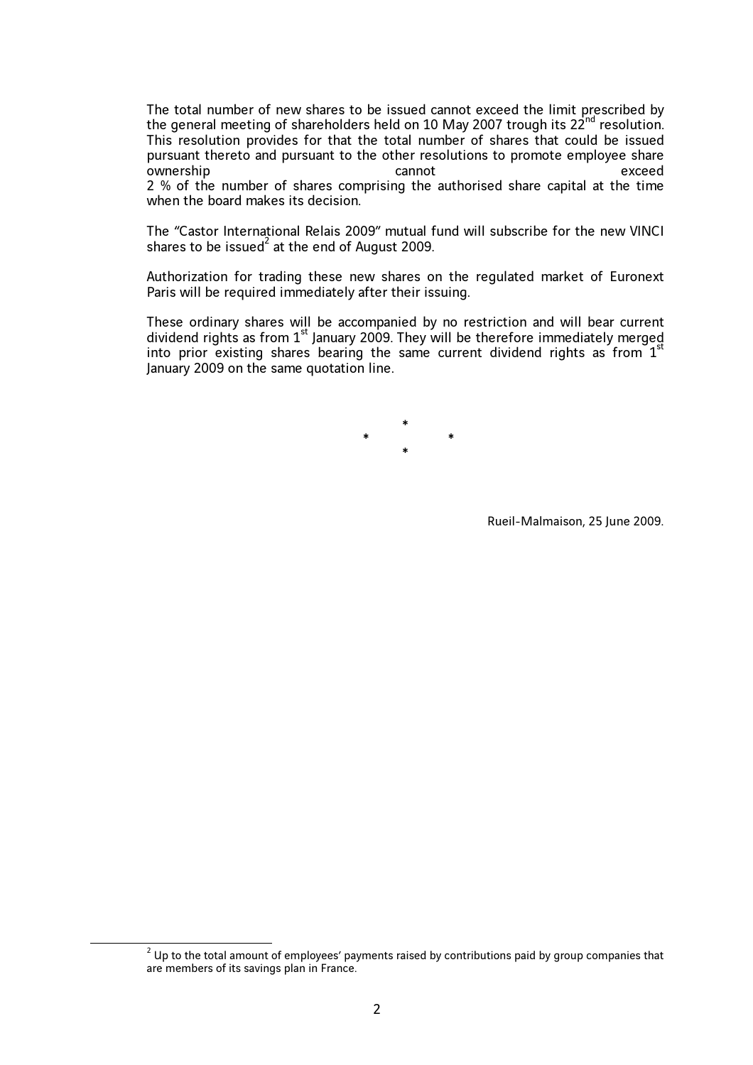The total number of new shares to be issued cannot exceed the limit prescribed by the general meeting of shareholders held on 10 May 2007 trough its 22nd resolution. This resolution provides for that the total number of shares that could be issued pursuant thereto and pursuant to the other resolutions to promote employee share ownership cannot exceed 2 % of the number of shares comprising the authorised share capital at the time when the board makes its decision.

The "Castor International Relais 2009" mutual fund will subscribe for the new VINCI shares to be issued[2] at the end of August 2009.

Authorization for trading these new shares on the regulated market of Euronext Paris will be required immediately after their issuing.

These ordinary shares will be accompanied by no restriction and will bear current dividend rights as from 1st January 2009. They will be therefore immediately merged into prior existing shares bearing the same current dividend rights as from 1st January 2009 on the same quotation line.

\*

\*    \*

\*

Rueil-Malmaison, 25 June 2009.

[2] Up to the total amount of employees' payments raised by contributions paid by group companies that are members of its savings plan in France.